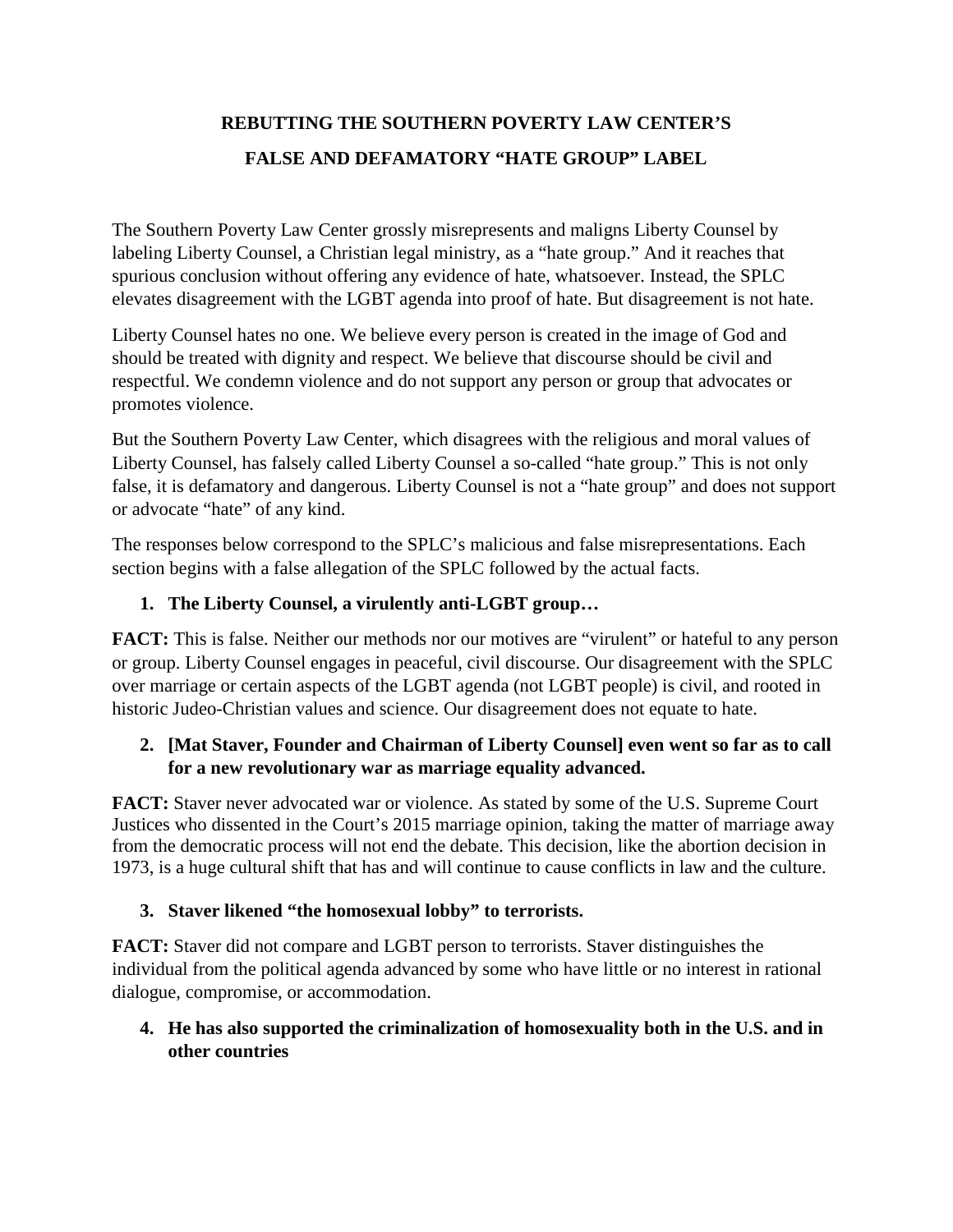# REBUTTING THE SOUTHERN POVERTY LAW CENTER'S FALSE AND DEFAMATORY "HATE GROUP" LABEL

The Southern Poverty Law Center grossly misrepresents and maligns Liberty Counsel by labeling Liberty Counsel, a Christian legal ministry, as a "hate group." And it reaches that spurious conclusion without offering any evidence of hate, whatsoever. Instead, the SPLC elevates disagreement with the LGBT agenda into proof of hate. But disagreement is not hate.

Liberty Counsel hates no one. We believe every person is created in the image of God and should be treated with dignity and respect. We believe that discourse should be civil and respectful. We condemn violence and do not support any person or group that advocates or promotes violence.

But the Southern Poverty Law Center, which disagrees with the religious and moral values of Liberty Counsel, has falsely called Liberty Counsel a so-called "hate group." This is not only false, it is defamatory and dangerous. Liberty Counsel is not a "hate group" and does not support or advocate "hate" of any kind.

The responses below correspond to the SPLC's malicious and false misrepresentations. Each section begins with a false allegation of the SPLC followed by the actual facts.

1. **The Liberty Counsel, a virulently anti-LGBT group…**

**FACT:** This is false. Neither our methods nor our motives are "virulent" or hateful to any person or group. Liberty Counsel engages in peaceful, civil discourse. Our disagreement with the SPLC over marriage or certain aspects of the LGBT agenda (not LGBT people) is civil, and rooted in historic Judeo-Christian values and science. Our disagreement does not equate to hate.

2. **[Mat Staver, Founder and Chairman of Liberty Counsel] even went so far as to call for a new revolutionary war as marriage equality advanced.**

**FACT:** Staver never advocated war or violence. As stated by some of the U.S. Supreme Court Justices who dissented in the Court's 2015 marriage opinion, taking the matter of marriage away from the democratic process will not end the debate. This decision, like the abortion decision in 1973, is a huge cultural shift that has and will continue to cause conflicts in law and the culture.

3. **Staver likened "the homosexual lobby" to terrorists.**

**FACT:** Staver did not compare and LGBT person to terrorists. Staver distinguishes the individual from the political agenda advanced by some who have little or no interest in rational dialogue, compromise, or accommodation.

4. **He has also supported the criminalization of homosexuality both in the U.S. and in other countries**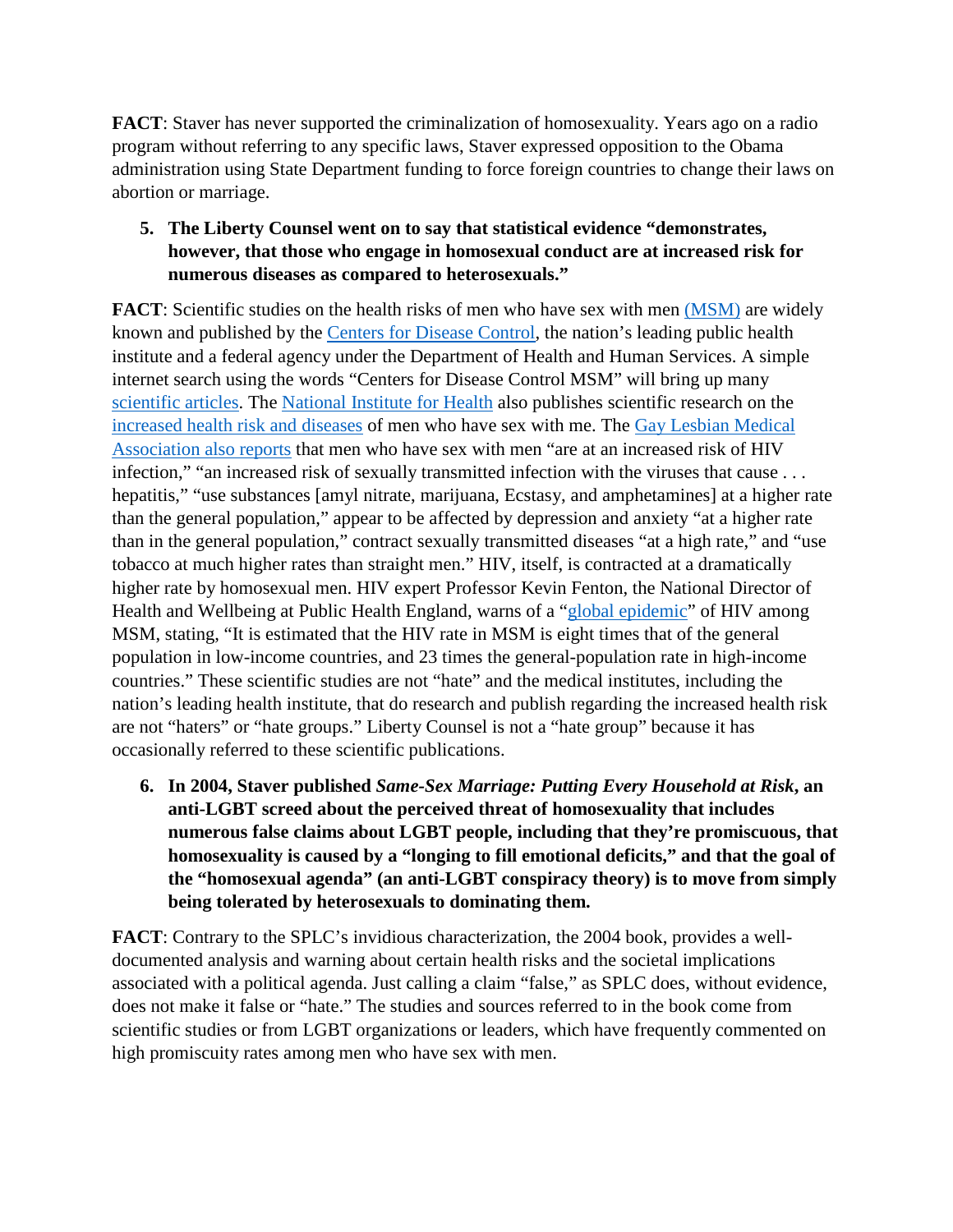**FACT**: Staver has never supported the criminalization of homosexuality. Years ago on a radio program without referring to any specific laws, Staver expressed opposition to the Obama administration using State Department funding to force foreign countries to change their laws on abortion or marriage.

5. **The Liberty Counsel went on to say that statistical evidence "demonstrates, however, that those who engage in homosexual conduct are at increased risk for numerous diseases as compared to heterosexuals."**

**FACT**: Scientific studies on the health risks of men who have sex with men (MSM) are widely known and published by the Centers for Disease Control, the nation's leading public health institute and a federal agency under the Department of Health and Human Services. A simple internet search using the words "Centers for Disease Control MSM" will bring up many scientific articles. The National Institute for Health also publishes scientific research on the increased health risk and diseases of men who have sex with me. The Gay Lesbian Medical Association also reports that men who have sex with men "are at an increased risk of HIV infection," "an increased risk of sexually transmitted infection with the viruses that cause . . . hepatitis," "use substances [amyl nitrate, marijuana, Ecstasy, and amphetamines] at a higher rate than the general population," appear to be affected by depression and anxiety "at a higher rate than in the general population," contract sexually transmitted diseases "at a high rate," and "use tobacco at much higher rates than straight men." HIV, itself, is contracted at a dramatically higher rate by homosexual men. HIV expert Professor Kevin Fenton, the National Director of Health and Wellbeing at Public Health England, warns of a "global epidemic" of HIV among MSM, stating, "It is estimated that the HIV rate in MSM is eight times that of the general population in low-income countries, and 23 times the general-population rate in high-income countries." These scientific studies are not "hate" and the medical institutes, including the nation's leading health institute, that do research and publish regarding the increased health risk are not "haters" or "hate groups." Liberty Counsel is not a "hate group" because it has occasionally referred to these scientific publications.

6. **In 2004, Staver published *Same-Sex Marriage: Putting Every Household at Risk*, an anti-LGBT screed about the perceived threat of homosexuality that includes numerous false claims about LGBT people, including that they're promiscuous, that homosexuality is caused by a "longing to fill emotional deficits," and that the goal of the "homosexual agenda" (an anti-LGBT conspiracy theory) is to move from simply being tolerated by heterosexuals to dominating them.**

**FACT**: Contrary to the SPLC's invidious characterization, the 2004 book, provides a well-documented analysis and warning about certain health risks and the societal implications associated with a political agenda. Just calling a claim "false," as SPLC does, without evidence, does not make it false or "hate." The studies and sources referred to in the book come from scientific studies or from LGBT organizations or leaders, which have frequently commented on high promiscuity rates among men who have sex with men.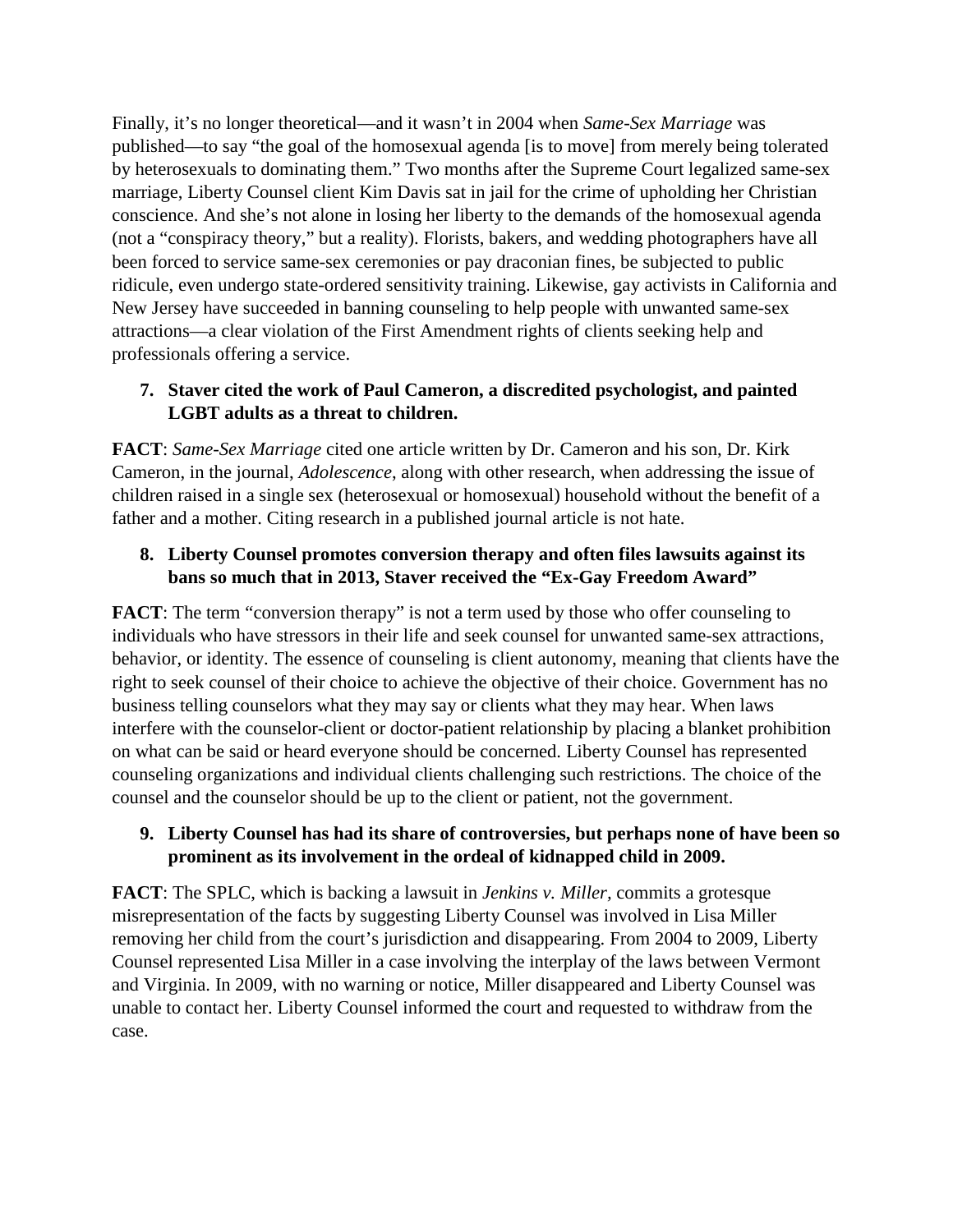Finally, it's no longer theoretical—and it wasn't in 2004 when *Same-Sex Marriage* was published—to say "the goal of the homosexual agenda [is to move] from merely being tolerated by heterosexuals to dominating them." Two months after the Supreme Court legalized same-sex marriage, Liberty Counsel client Kim Davis sat in jail for the crime of upholding her Christian conscience. And she's not alone in losing her liberty to the demands of the homosexual agenda (not a "conspiracy theory," but a reality). Florists, bakers, and wedding photographers have all been forced to service same-sex ceremonies or pay draconian fines, be subjected to public ridicule, even undergo state-ordered sensitivity training. Likewise, gay activists in California and New Jersey have succeeded in banning counseling to help people with unwanted same-sex attractions—a clear violation of the First Amendment rights of clients seeking help and professionals offering a service.

7. **Staver cited the work of Paul Cameron, a discredited psychologist, and painted LGBT adults as a threat to children.**

**FACT**: *Same-Sex Marriage* cited one article written by Dr. Cameron and his son, Dr. Kirk Cameron, in the journal, *Adolescence*, along with other research, when addressing the issue of children raised in a single sex (heterosexual or homosexual) household without the benefit of a father and a mother. Citing research in a published journal article is not hate.

8. **Liberty Counsel promotes conversion therapy and often files lawsuits against its bans so much that in 2013, Staver received the "Ex-Gay Freedom Award"**

**FACT**: The term "conversion therapy" is not a term used by those who offer counseling to individuals who have stressors in their life and seek counsel for unwanted same-sex attractions, behavior, or identity. The essence of counseling is client autonomy, meaning that clients have the right to seek counsel of their choice to achieve the objective of their choice. Government has no business telling counselors what they may say or clients what they may hear. When laws interfere with the counselor-client or doctor-patient relationship by placing a blanket prohibition on what can be said or heard everyone should be concerned. Liberty Counsel has represented counseling organizations and individual clients challenging such restrictions. The choice of the counsel and the counselor should be up to the client or patient, not the government.

9. **Liberty Counsel has had its share of controversies, but perhaps none of have been so prominent as its involvement in the ordeal of kidnapped child in 2009.**

**FACT**: The SPLC, which is backing a lawsuit in *Jenkins v. Miller*, commits a grotesque misrepresentation of the facts by suggesting Liberty Counsel was involved in Lisa Miller removing her child from the court's jurisdiction and disappearing. From 2004 to 2009, Liberty Counsel represented Lisa Miller in a case involving the interplay of the laws between Vermont and Virginia. In 2009, with no warning or notice, Miller disappeared and Liberty Counsel was unable to contact her. Liberty Counsel informed the court and requested to withdraw from the case.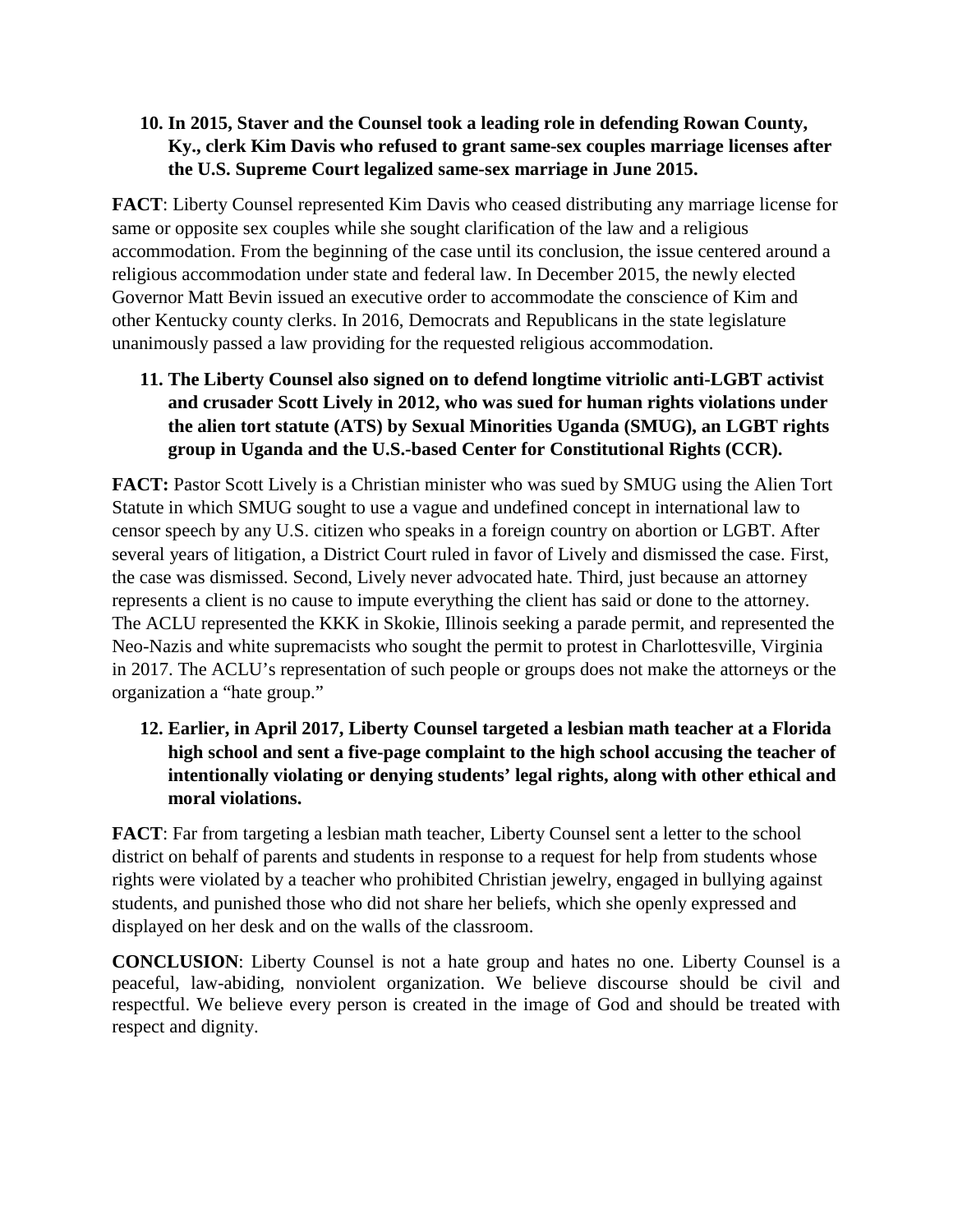10. **In 2015, Staver and the Counsel took a leading role in defending Rowan County, Ky., clerk Kim Davis who refused to grant same-sex couples marriage licenses after the U.S. Supreme Court legalized same-sex marriage in June 2015.**

**FACT**: Liberty Counsel represented Kim Davis who ceased distributing any marriage license for same or opposite sex couples while she sought clarification of the law and a religious accommodation. From the beginning of the case until its conclusion, the issue centered around a religious accommodation under state and federal law. In December 2015, the newly elected Governor Matt Bevin issued an executive order to accommodate the conscience of Kim and other Kentucky county clerks. In 2016, Democrats and Republicans in the state legislature unanimously passed a law providing for the requested religious accommodation.

11. **The Liberty Counsel also signed on to defend longtime vitriolic anti-LGBT activist and crusader Scott Lively in 2012, who was sued for human rights violations under the alien tort statute (ATS) by Sexual Minorities Uganda (SMUG), an LGBT rights group in Uganda and the U.S.-based Center for Constitutional Rights (CCR).**

**FACT:** Pastor Scott Lively is a Christian minister who was sued by SMUG using the Alien Tort Statute in which SMUG sought to use a vague and undefined concept in international law to censor speech by any U.S. citizen who speaks in a foreign country on abortion or LGBT. After several years of litigation, a District Court ruled in favor of Lively and dismissed the case. First, the case was dismissed. Second, Lively never advocated hate. Third, just because an attorney represents a client is no cause to impute everything the client has said or done to the attorney. The ACLU represented the KKK in Skokie, Illinois seeking a parade permit, and represented the Neo-Nazis and white supremacists who sought the permit to protest in Charlottesville, Virginia in 2017. The ACLU's representation of such people or groups does not make the attorneys or the organization a "hate group."

12. **Earlier, in April 2017, Liberty Counsel targeted a lesbian math teacher at a Florida high school and sent a five-page complaint to the high school accusing the teacher of intentionally violating or denying students' legal rights, along with other ethical and moral violations.**

**FACT**: Far from targeting a lesbian math teacher, Liberty Counsel sent a letter to the school district on behalf of parents and students in response to a request for help from students whose rights were violated by a teacher who prohibited Christian jewelry, engaged in bullying against students, and punished those who did not share her beliefs, which she openly expressed and displayed on her desk and on the walls of the classroom.

**CONCLUSION**: Liberty Counsel is not a hate group and hates no one. Liberty Counsel is a peaceful, law-abiding, nonviolent organization. We believe discourse should be civil and respectful. We believe every person is created in the image of God and should be treated with respect and dignity.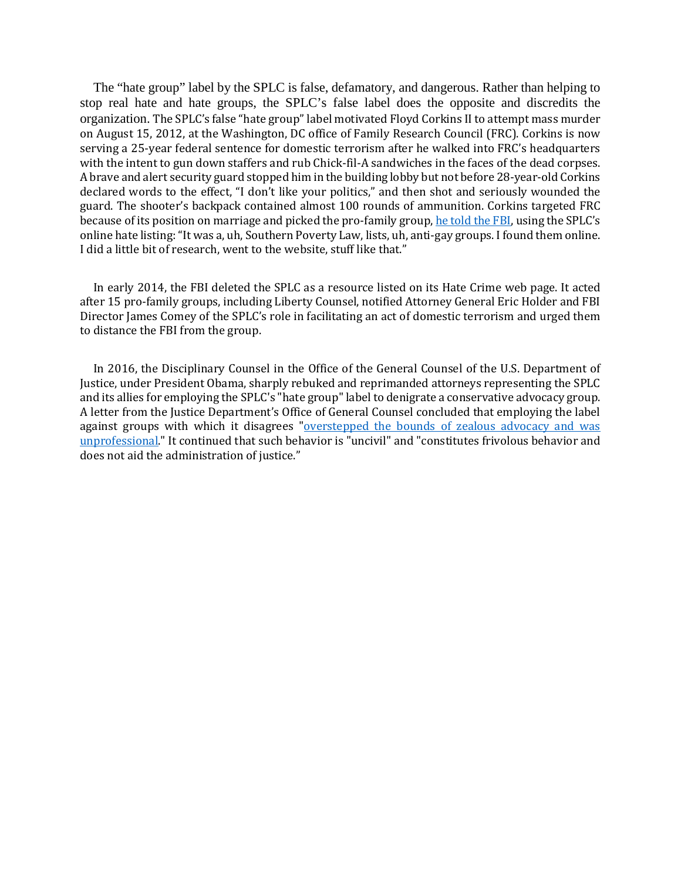The “hate group” label by the SPLC is false, defamatory, and dangerous. Rather than helping to stop real hate and hate groups, the SPLC’s false label does the opposite and discredits the organization. The SPLC’s false “hate group” label motivated Floyd Corkins II to attempt mass murder on August 15, 2012, at the Washington, DC office of Family Research Council (FRC). Corkins is now serving a 25-year federal sentence for domestic terrorism after he walked into FRC’s headquarters with the intent to gun down staffers and rub Chick-fil-A sandwiches in the faces of the dead corpses. A brave and alert security guard stopped him in the building lobby but not before 28-year-old Corkins declared words to the effect, “I don’t like your politics,” and then shot and seriously wounded the guard. The shooter’s backpack contained almost 100 rounds of ammunition. Corkins targeted FRC because of its position on marriage and picked the pro-family group, [he told the FBI](), using the SPLC’s online hate listing: “It was a, uh, Southern Poverty Law, lists, uh, anti-gay groups. I found them online. I did a little bit of research, went to the website, stuff like that.”

In early 2014, the FBI deleted the SPLC as a resource listed on its Hate Crime web page. It acted after 15 pro-family groups, including Liberty Counsel, notified Attorney General Eric Holder and FBI Director James Comey of the SPLC’s role in facilitating an act of domestic terrorism and urged them to distance the FBI from the group.

In 2016, the Disciplinary Counsel in the Office of the General Counsel of the U.S. Department of Justice, under President Obama, sharply rebuked and reprimanded attorneys representing the SPLC and its allies for employing the SPLC's "hate group" label to denigrate a conservative advocacy group. A letter from the Justice Department’s Office of General Counsel concluded that employing the label against groups with which it disagrees "[overstepped the bounds of zealous advocacy and was unprofessional]()." It continued that such behavior is "uncivil" and "constitutes frivolous behavior and does not aid the administration of justice.”